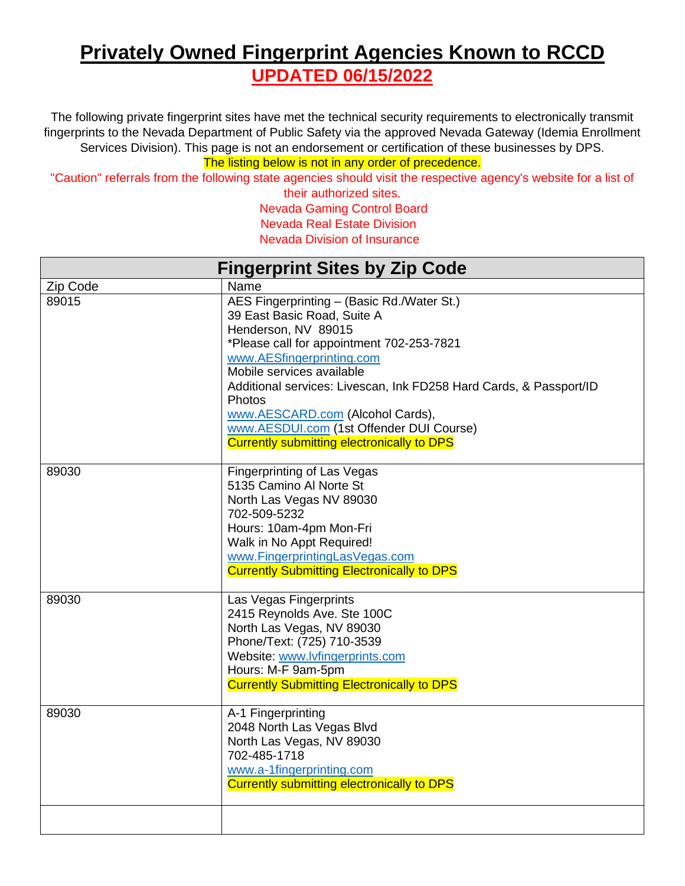# Privately Owned Fingerprint Agencies Known to RCCD

## UPDATED 06/15/2022

The following private fingerprint sites have met the technical security requirements to electronically transmit fingerprints to the Nevada Department of Public Safety via the approved Nevada Gateway (Idemia Enrollment Services Division). This page is not an endorsement or certification of these businesses by DPS.

The listing below is not in any order of precedence.

"Caution" referrals from the following state agencies should visit the respective agency's website for a list of their authorized sites.

Nevada Gaming Control Board
Nevada Real Estate Division
Nevada Division of Insurance

| Fingerprint Sites by Zip Code | |
|---|---|
| Zip Code | Name |
| 89015 | AES Fingerprinting – (Basic Rd./Water St.)<br>39 East Basic Road, Suite A<br>Henderson, NV 89015<br>*Please call for appointment 702-253-7821<br>www.AESfingerprinting.com<br>Mobile services available<br>Additional services: Livescan, Ink FD258 Hard Cards, & Passport/ID Photos<br>www.AESCARD.com (Alcohol Cards),<br>www.AESDUI.com (1st Offender DUI Course)<br>Currently submitting electronically to DPS |
| 89030 | Fingerprinting of Las Vegas<br>5135 Camino Al Norte St<br>North Las Vegas NV 89030<br>702-509-5232<br>Hours: 10am-4pm Mon-Fri<br>Walk in No Appt Required!<br>www.FingerprintingLasVegas.com<br>Currently Submitting Electronically to DPS |
| 89030 | Las Vegas Fingerprints<br>2415 Reynolds Ave. Ste 100C<br>North Las Vegas, NV 89030<br>Phone/Text: (725) 710-3539<br>Website: www.lvfingerprints.com<br>Hours: M-F 9am-5pm<br>Currently Submitting Electronically to DPS |
| 89030 | A-1 Fingerprinting<br>2048 North Las Vegas Blvd<br>North Las Vegas, NV 89030<br>702-485-1718<br>www.a-1fingerprinting.com<br>Currently submitting electronically to DPS |
| | |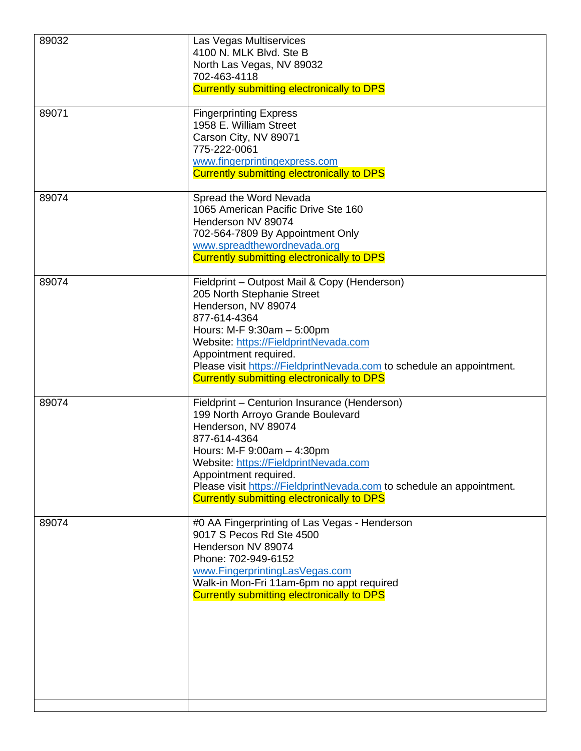| | |
|---|---|
| 89032 | Las Vegas Multiservices<br>4100 N. MLK Blvd. Ste B<br>North Las Vegas, NV 89032<br>702-463-4118<br>Currently submitting electronically to DPS |
| 89071 | Fingerprinting Express<br>1958 E. William Street<br>Carson City, NV 89071<br>775-222-0061<br>www.fingerprintingexpress.com<br>Currently submitting electronically to DPS |
| 89074 | Spread the Word Nevada<br>1065 American Pacific Drive Ste 160<br>Henderson NV 89074<br>702-564-7809 By Appointment Only<br>www.spreadthewordnevada.org<br>Currently submitting electronically to DPS |
| 89074 | Fieldprint – Outpost Mail & Copy (Henderson)<br>205 North Stephanie Street<br>Henderson, NV 89074<br>877-614-4364<br>Hours: M-F 9:30am – 5:00pm<br>Website: https://FieldprintNevada.com<br>Appointment required.<br>Please visit https://FieldprintNevada.com to schedule an appointment.<br>Currently submitting electronically to DPS |
| 89074 | Fieldprint – Centurion Insurance (Henderson)<br>199 North Arroyo Grande Boulevard<br>Henderson, NV 89074<br>877-614-4364<br>Hours: M-F 9:00am – 4:30pm<br>Website: https://FieldprintNevada.com<br>Appointment required.<br>Please visit https://FieldprintNevada.com to schedule an appointment.<br>Currently submitting electronically to DPS |
| 89074 | #0 AA Fingerprinting of Las Vegas - Henderson<br>9017 S Pecos Rd Ste 4500<br>Henderson NV 89074<br>Phone: 702-949-6152<br>www.FingerprintingLasVegas.com<br>Walk-in Mon-Fri 11am-6pm no appt required<br>Currently submitting electronically to DPS |
| | |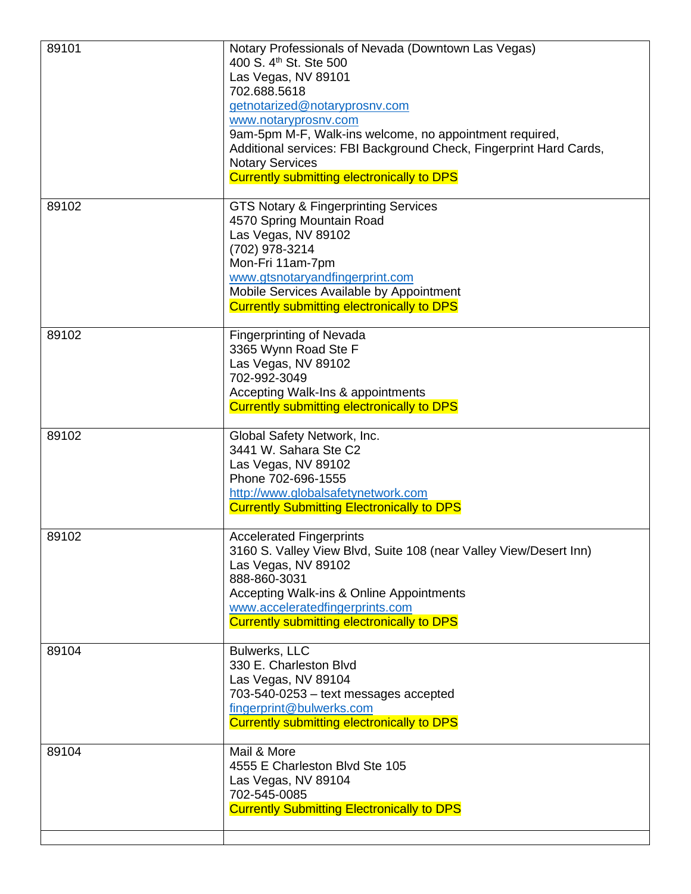| | |
|---|---|
| 89101 | Notary Professionals of Nevada (Downtown Las Vegas)<br>400 S. 4th St. Ste 500<br>Las Vegas, NV 89101<br>702.688.5618<br>getnotarized@notaryprosnv.com<br>www.notaryprosnv.com<br>9am-5pm M-F, Walk-ins welcome, no appointment required, Additional services: FBI Background Check, Fingerprint Hard Cards, Notary Services<br>Currently submitting electronically to DPS |
| 89102 | GTS Notary & Fingerprinting Services<br>4570 Spring Mountain Road<br>Las Vegas, NV 89102<br>(702) 978-3214<br>Mon-Fri 11am-7pm<br>www.gtsnotaryandfingerprint.com<br>Mobile Services Available by Appointment<br>Currently submitting electronically to DPS |
| 89102 | Fingerprinting of Nevada<br>3365 Wynn Road Ste F<br>Las Vegas, NV 89102<br>702-992-3049<br>Accepting Walk-Ins & appointments<br>Currently submitting electronically to DPS |
| 89102 | Global Safety Network, Inc.<br>3441 W. Sahara Ste C2<br>Las Vegas, NV 89102<br>Phone 702-696-1555<br>http://www.globalsafetynetwork.com<br>Currently Submitting Electronically to DPS |
| 89102 | Accelerated Fingerprints<br>3160 S. Valley View Blvd, Suite 108 (near Valley View/Desert Inn)<br>Las Vegas, NV 89102<br>888-860-3031<br>Accepting Walk-ins & Online Appointments<br>www.acceleratedfingerprints.com<br>Currently submitting electronically to DPS |
| 89104 | Bulwerks, LLC<br>330 E. Charleston Blvd<br>Las Vegas, NV 89104<br>703-540-0253 – text messages accepted<br>fingerprint@bulwerks.com<br>Currently submitting electronically to DPS |
| 89104 | Mail & More<br>4555 E Charleston Blvd Ste 105<br>Las Vegas, NV 89104<br>702-545-0085<br>Currently Submitting Electronically to DPS |
| | |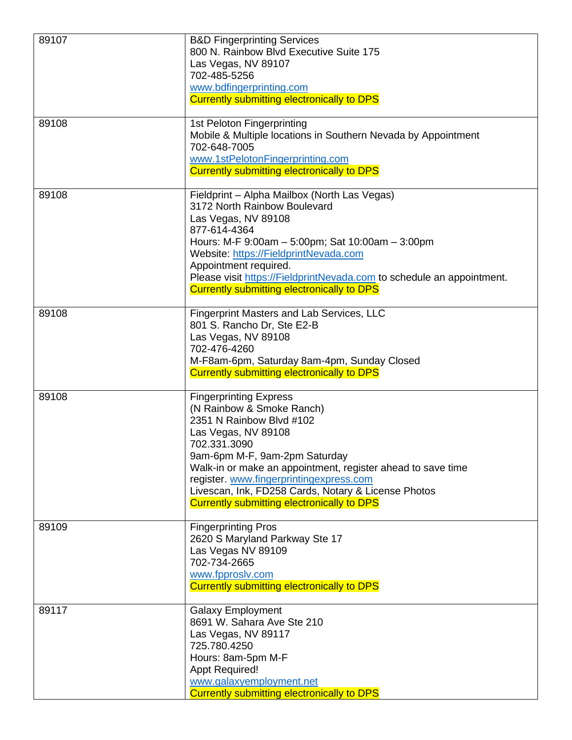| | |
|---|---|
| 89107 | B&D Fingerprinting Services<br>800 N. Rainbow Blvd Executive Suite 175<br>Las Vegas, NV 89107<br>702-485-5256<br>www.bdfingerprinting.com<br>Currently submitting electronically to DPS |
| 89108 | 1st Peloton Fingerprinting<br>Mobile & Multiple locations in Southern Nevada by Appointment<br>702-648-7005<br>www.1stPelotonFingerprinting.com<br>Currently submitting electronically to DPS |
| 89108 | Fieldprint – Alpha Mailbox (North Las Vegas)<br>3172 North Rainbow Boulevard<br>Las Vegas, NV 89108<br>877-614-4364<br>Hours: M-F 9:00am – 5:00pm; Sat 10:00am – 3:00pm<br>Website: https://FieldprintNevada.com<br>Appointment required.<br>Please visit https://FieldprintNevada.com to schedule an appointment.<br>Currently submitting electronically to DPS |
| 89108 | Fingerprint Masters and Lab Services, LLC<br>801 S. Rancho Dr, Ste E2-B<br>Las Vegas, NV 89108<br>702-476-4260<br>M-F8am-6pm, Saturday 8am-4pm, Sunday Closed<br>Currently submitting electronically to DPS |
| 89108 | Fingerprinting Express<br>(N Rainbow & Smoke Ranch)<br>2351 N Rainbow Blvd #102<br>Las Vegas, NV 89108<br>702.331.3090<br>9am-6pm M-F, 9am-2pm Saturday<br>Walk-in or make an appointment, register ahead to save time register. www.fingerprintingexpress.com<br>Livescan, Ink, FD258 Cards, Notary & License Photos<br>Currently submitting electronically to DPS |
| 89109 | Fingerprinting Pros<br>2620 S Maryland Parkway Ste 17<br>Las Vegas NV 89109<br>702-734-2665<br>www.fpproslv.com<br>Currently submitting electronically to DPS |
| 89117 | Galaxy Employment<br>8691 W. Sahara Ave Ste 210<br>Las Vegas, NV 89117<br>725.780.4250<br>Hours: 8am-5pm M-F<br>Appt Required!<br>www.galaxyemployment.net<br>Currently submitting electronically to DPS |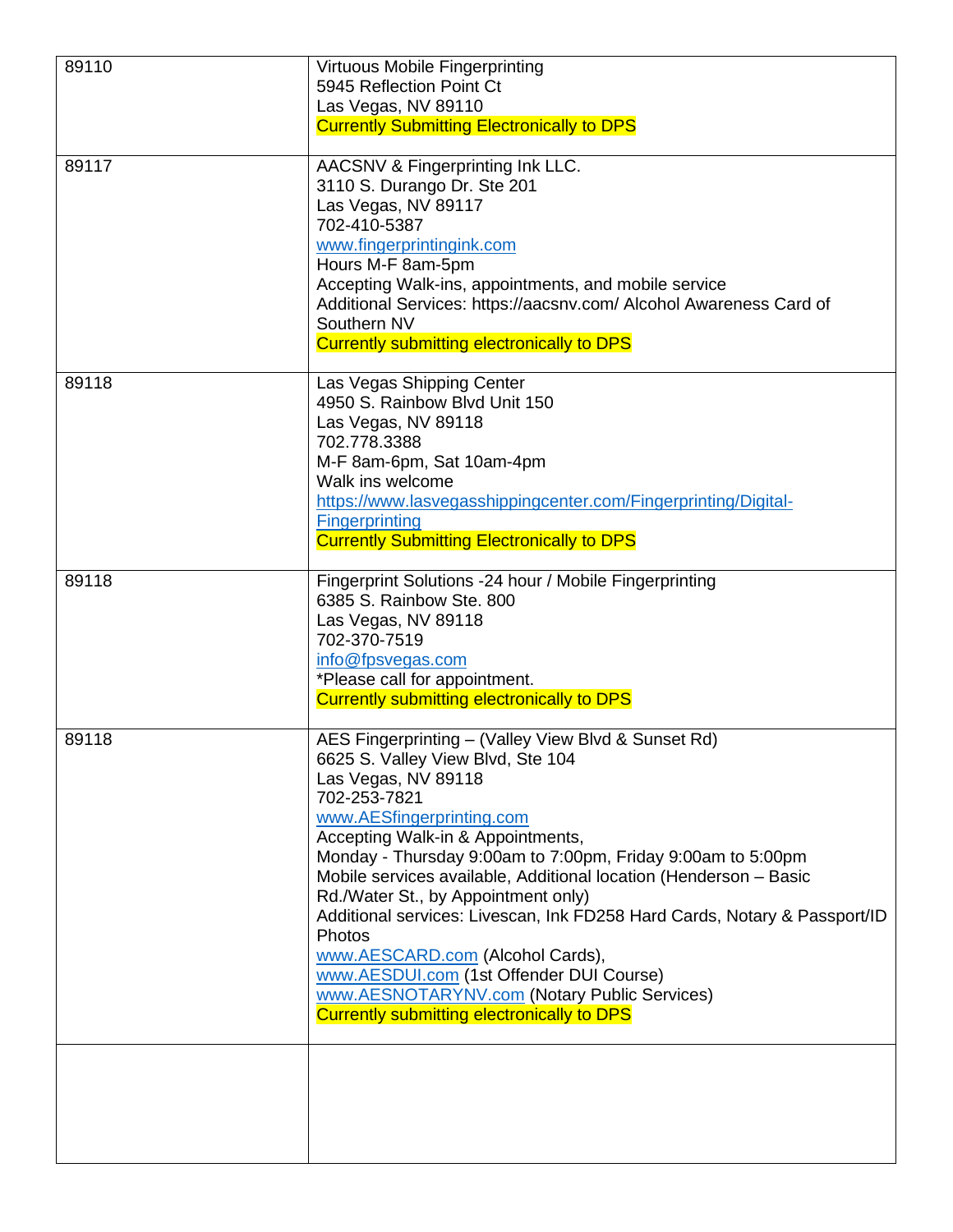| | |
|---|---|
| 89110 | Virtuous Mobile Fingerprinting<br>5945 Reflection Point Ct<br>Las Vegas, NV 89110<br>Currently Submitting Electronically to DPS |
| 89117 | AACSNV & Fingerprinting Ink LLC.<br>3110 S. Durango Dr. Ste 201<br>Las Vegas, NV 89117<br>702-410-5387<br>www.fingerprintingink.com<br>Hours M-F 8am-5pm<br>Accepting Walk-ins, appointments, and mobile service<br>Additional Services: https://aacsnv.com/ Alcohol Awareness Card of Southern NV<br>Currently submitting electronically to DPS |
| 89118 | Las Vegas Shipping Center<br>4950 S. Rainbow Blvd Unit 150<br>Las Vegas, NV 89118<br>702.778.3388<br>M-F 8am-6pm, Sat 10am-4pm<br>Walk ins welcome<br>https://www.lasvegasshippingcenter.com/Fingerprinting/Digital-Fingerprinting<br>Currently Submitting Electronically to DPS |
| 89118 | Fingerprint Solutions -24 hour / Mobile Fingerprinting<br>6385 S. Rainbow Ste. 800<br>Las Vegas, NV 89118<br>702-370-7519<br>info@fpsvegas.com<br>*Please call for appointment.<br>Currently submitting electronically to DPS |
| 89118 | AES Fingerprinting – (Valley View Blvd & Sunset Rd)<br>6625 S. Valley View Blvd, Ste 104<br>Las Vegas, NV 89118<br>702-253-7821<br>www.AESfingerprinting.com<br>Accepting Walk-in & Appointments,<br>Monday - Thursday 9:00am to 7:00pm, Friday 9:00am to 5:00pm<br>Mobile services available, Additional location (Henderson – Basic Rd./Water St., by Appointment only)<br>Additional services: Livescan, Ink FD258 Hard Cards, Notary & Passport/ID Photos<br>www.AESCARD.com (Alcohol Cards),<br>www.AESDUI.com (1st Offender DUI Course)<br>www.AESNOTARYNV.com (Notary Public Services)<br>Currently submitting electronically to DPS |
| | |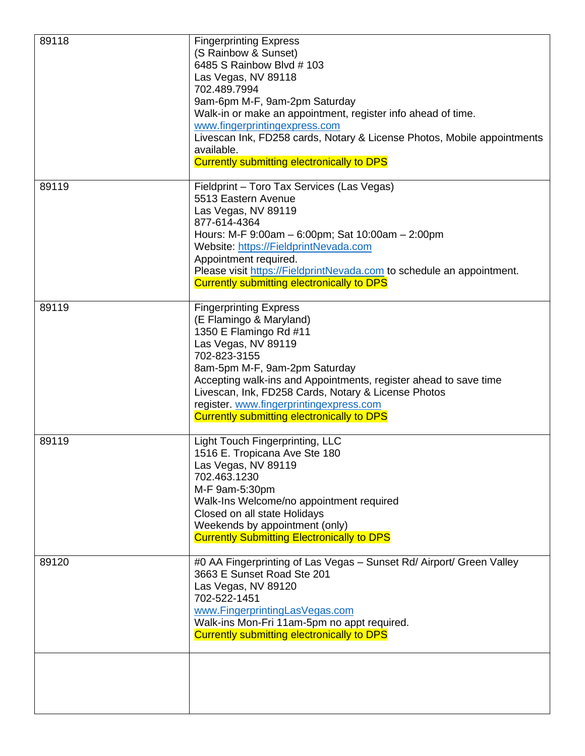| | |
|---|---|
| 89118 | Fingerprinting Express<br>(S Rainbow & Sunset)<br>6485 S Rainbow Blvd # 103<br>Las Vegas, NV 89118<br>702.489.7994<br>9am-6pm M-F, 9am-2pm Saturday<br>Walk-in or make an appointment, register info ahead of time.<br>www.fingerprintingexpress.com<br>Livescan Ink, FD258 cards, Notary & License Photos, Mobile appointments available.<br>Currently submitting electronically to DPS |
| 89119 | Fieldprint – Toro Tax Services (Las Vegas)<br>5513 Eastern Avenue<br>Las Vegas, NV 89119<br>877-614-4364<br>Hours: M-F 9:00am – 6:00pm; Sat 10:00am – 2:00pm<br>Website: https://FieldprintNevada.com<br>Appointment required.<br>Please visit https://FieldprintNevada.com to schedule an appointment.<br>Currently submitting electronically to DPS |
| 89119 | Fingerprinting Express<br>(E Flamingo & Maryland)<br>1350 E Flamingo Rd #11<br>Las Vegas, NV 89119<br>702-823-3155<br>8am-5pm M-F, 9am-2pm Saturday<br>Accepting walk-ins and Appointments, register ahead to save time<br>Livescan, Ink, FD258 Cards, Notary & License Photos<br>register. www.fingerprintingexpress.com<br>Currently submitting electronically to DPS |
| 89119 | Light Touch Fingerprinting, LLC<br>1516 E. Tropicana Ave Ste 180<br>Las Vegas, NV 89119<br>702.463.1230<br>M-F 9am-5:30pm<br>Walk-Ins Welcome/no appointment required<br>Closed on all state Holidays<br>Weekends by appointment (only)<br>Currently Submitting Electronically to DPS |
| 89120 | #0 AA Fingerprinting of Las Vegas – Sunset Rd/ Airport/ Green Valley<br>3663 E Sunset Road Ste 201<br>Las Vegas, NV 89120<br>702-522-1451<br>www.FingerprintingLasVegas.com<br>Walk-ins Mon-Fri 11am-5pm no appt required.<br>Currently submitting electronically to DPS |
| | |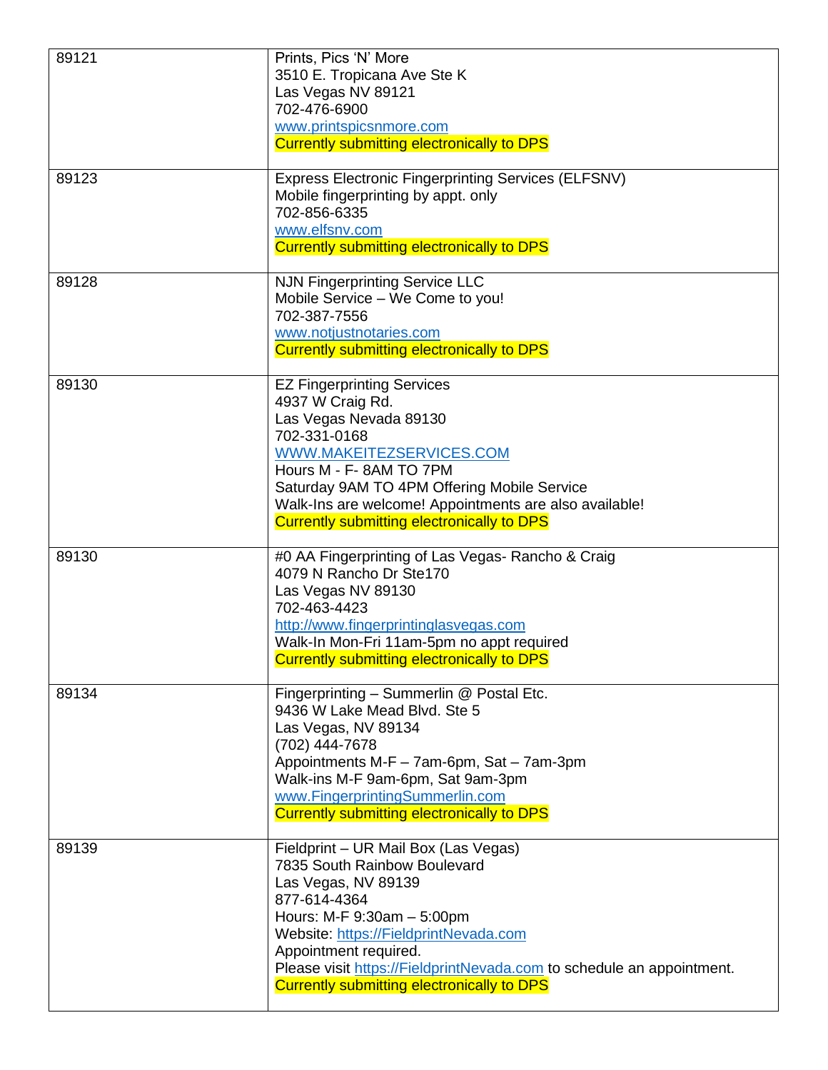| | |
|---|---|
| 89121 | Prints, Pics 'N' More<br>3510 E. Tropicana Ave Ste K<br>Las Vegas NV 89121<br>702-476-6900<br>www.printspicsnmore.com<br>Currently submitting electronically to DPS |
| 89123 | Express Electronic Fingerprinting Services (ELFSNV)<br>Mobile fingerprinting by appt. only<br>702-856-6335<br>www.elfsnv.com<br>Currently submitting electronically to DPS |
| 89128 | NJN Fingerprinting Service LLC<br>Mobile Service – We Come to you!<br>702-387-7556<br>www.notjustnotaries.com<br>Currently submitting electronically to DPS |
| 89130 | EZ Fingerprinting Services<br>4937 W Craig Rd.<br>Las Vegas Nevada 89130<br>702-331-0168<br>WWW.MAKEITEZSERVICES.COM<br>Hours M - F- 8AM TO 7PM<br>Saturday 9AM TO 4PM Offering Mobile Service<br>Walk-Ins are welcome! Appointments are also available!<br>Currently submitting electronically to DPS |
| 89130 | #0 AA Fingerprinting of Las Vegas- Rancho & Craig<br>4079 N Rancho Dr Ste170<br>Las Vegas NV 89130<br>702-463-4423<br>http://www.fingerprintinglasvegas.com<br>Walk-In Mon-Fri 11am-5pm no appt required<br>Currently submitting electronically to DPS |
| 89134 | Fingerprinting – Summerlin @ Postal Etc.<br>9436 W Lake Mead Blvd. Ste 5<br>Las Vegas, NV 89134<br>(702) 444-7678<br>Appointments M-F – 7am-6pm, Sat – 7am-3pm<br>Walk-ins M-F 9am-6pm, Sat 9am-3pm<br>www.FingerprintingSummerlin.com<br>Currently submitting electronically to DPS |
| 89139 | Fieldprint – UR Mail Box (Las Vegas)<br>7835 South Rainbow Boulevard<br>Las Vegas, NV 89139<br>877-614-4364<br>Hours: M-F 9:30am – 5:00pm<br>Website: https://FieldprintNevada.com<br>Appointment required.<br>Please visit https://FieldprintNevada.com to schedule an appointment.<br>Currently submitting electronically to DPS |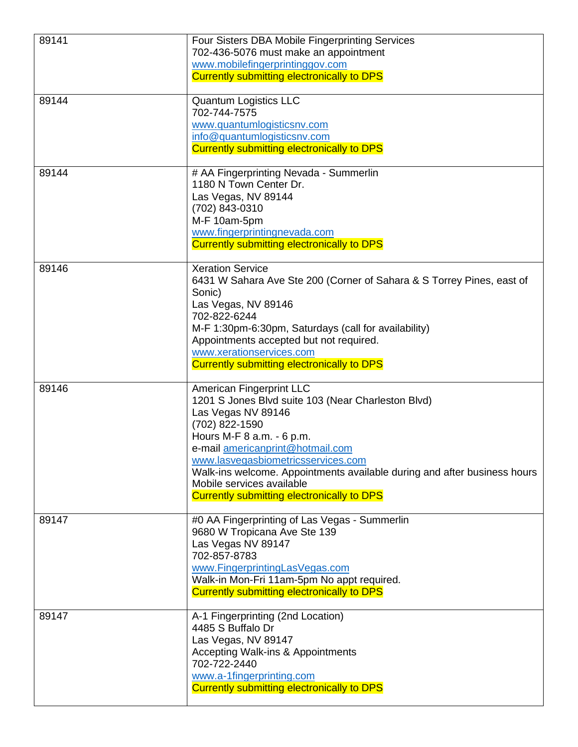| | |
|---|---|
| 89141 | Four Sisters DBA Mobile Fingerprinting Services<br>702-436-5076 must make an appointment<br>www.mobilefingerprintinggov.com<br>Currently submitting electronically to DPS |
| 89144 | Quantum Logistics LLC<br>702-744-7575<br>www.quantumlogisticsnv.com<br>info@quantumlogisticsnv.com<br>Currently submitting electronically to DPS |
| 89144 | # AA Fingerprinting Nevada - Summerlin<br>1180 N Town Center Dr.<br>Las Vegas, NV 89144<br>(702) 843-0310<br>M-F 10am-5pm<br>www.fingerprintingnevada.com<br>Currently submitting electronically to DPS |
| 89146 | Xeration Service<br>6431 W Sahara Ave Ste 200 (Corner of Sahara & S Torrey Pines, east of Sonic)<br>Las Vegas, NV 89146<br>702-822-6244<br>M-F 1:30pm-6:30pm, Saturdays (call for availability)<br>Appointments accepted but not required.<br>www.xerationservices.com<br>Currently submitting electronically to DPS |
| 89146 | American Fingerprint LLC<br>1201 S Jones Blvd suite 103 (Near Charleston Blvd)<br>Las Vegas NV 89146<br>(702) 822-1590<br>Hours M-F 8 a.m. - 6 p.m.<br>e-mail americanprint@hotmail.com<br>www.lasvegasbiometricsservices.com<br>Walk-ins welcome. Appointments available during and after business hours<br>Mobile services available<br>Currently submitting electronically to DPS |
| 89147 | #0 AA Fingerprinting of Las Vegas - Summerlin<br>9680 W Tropicana Ave Ste 139<br>Las Vegas NV 89147<br>702-857-8783<br>www.FingerprintingLasVegas.com<br>Walk-in Mon-Fri 11am-5pm No appt required.<br>Currently submitting electronically to DPS |
| 89147 | A-1 Fingerprinting (2nd Location)<br>4485 S Buffalo Dr<br>Las Vegas, NV 89147<br>Accepting Walk-ins & Appointments<br>702-722-2440<br>www.a-1fingerprinting.com<br>Currently submitting electronically to DPS |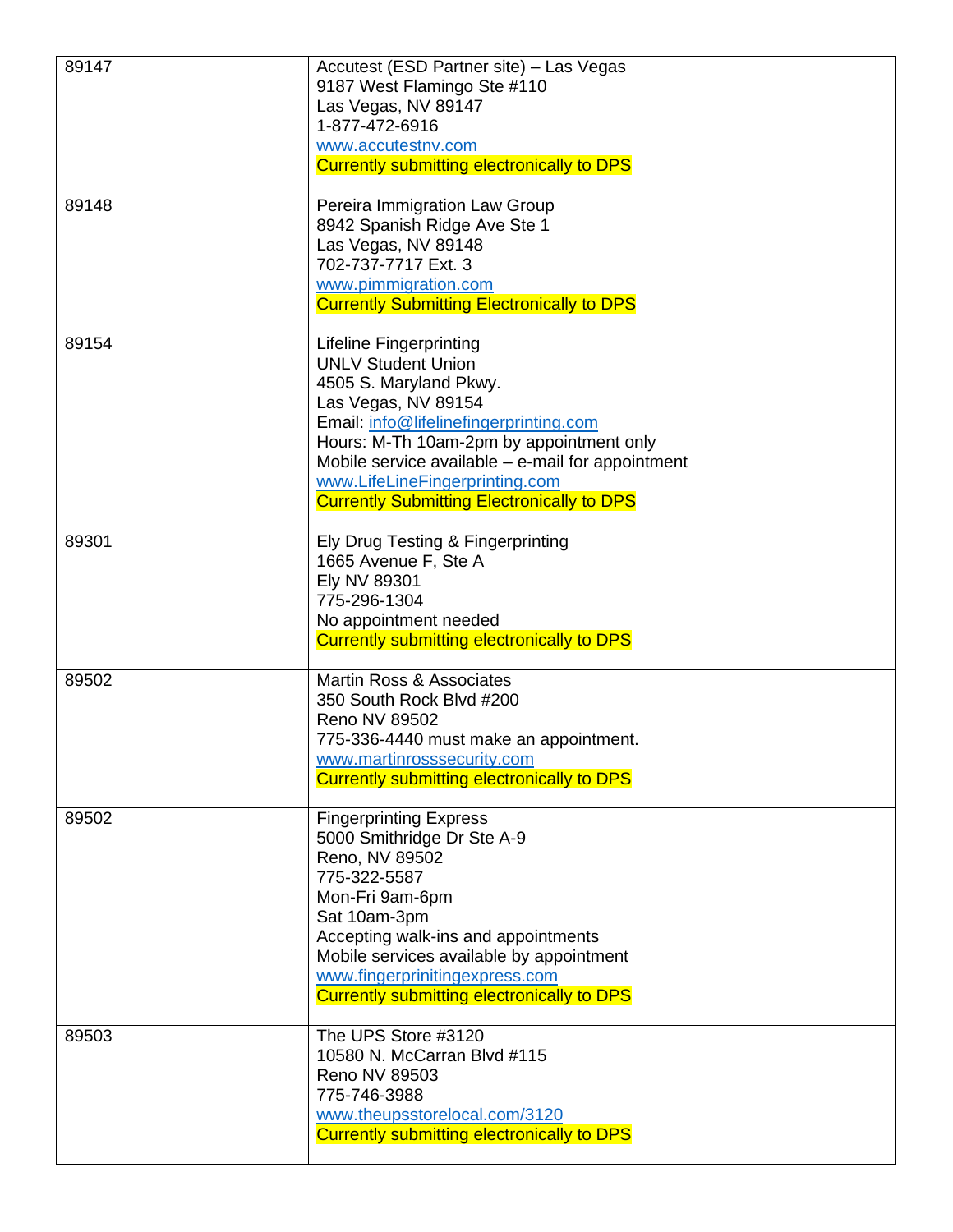| | |
|---|---|
| 89147 | Accutest (ESD Partner site) – Las Vegas<br>9187 West Flamingo Ste #110<br>Las Vegas, NV 89147<br>1-877-472-6916<br>www.accutestnv.com<br>Currently submitting electronically to DPS |
| 89148 | Pereira Immigration Law Group<br>8942 Spanish Ridge Ave Ste 1<br>Las Vegas, NV 89148<br>702-737-7717 Ext. 3<br>www.pimmigration.com<br>Currently Submitting Electronically to DPS |
| 89154 | Lifeline Fingerprinting<br>UNLV Student Union<br>4505 S. Maryland Pkwy.<br>Las Vegas, NV 89154<br>Email: info@lifelinefingerprinting.com<br>Hours: M-Th 10am-2pm by appointment only<br>Mobile service available – e-mail for appointment<br>www.LifeLineFingerprinting.com<br>Currently Submitting Electronically to DPS |
| 89301 | Ely Drug Testing & Fingerprinting<br>1665 Avenue F, Ste A<br>Ely NV 89301<br>775-296-1304<br>No appointment needed<br>Currently submitting electronically to DPS |
| 89502 | Martin Ross & Associates<br>350 South Rock Blvd #200<br>Reno NV 89502<br>775-336-4440 must make an appointment.<br>www.martinrosssecurity.com<br>Currently submitting electronically to DPS |
| 89502 | Fingerprinting Express<br>5000 Smithridge Dr Ste A-9<br>Reno, NV 89502<br>775-322-5587<br>Mon-Fri 9am-6pm<br>Sat 10am-3pm<br>Accepting walk-ins and appointments<br>Mobile services available by appointment<br>www.fingerprinitingexpress.com<br>Currently submitting electronically to DPS |
| 89503 | The UPS Store #3120<br>10580 N. McCarran Blvd #115<br>Reno NV 89503<br>775-746-3988<br>www.theupsstorelocal.com/3120<br>Currently submitting electronically to DPS |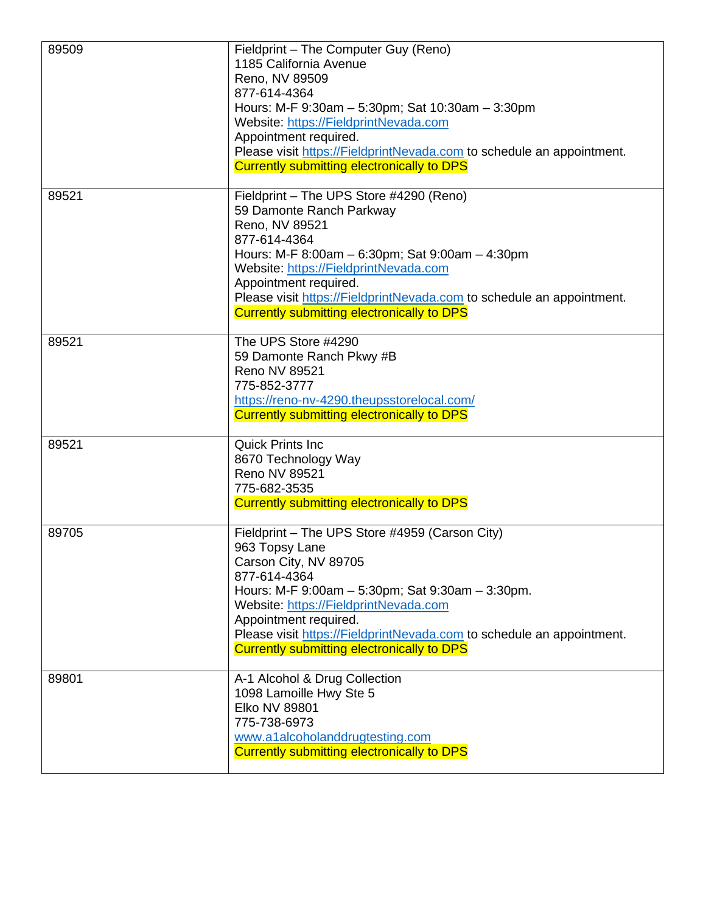| | |
|---|---|
| 89509 | Fieldprint – The Computer Guy (Reno)<br>1185 California Avenue<br>Reno, NV 89509<br>877-614-4364<br>Hours: M-F 9:30am – 5:30pm; Sat 10:30am – 3:30pm<br>Website: https://FieldprintNevada.com<br>Appointment required.<br>Please visit https://FieldprintNevada.com to schedule an appointment.<br>Currently submitting electronically to DPS |
| 89521 | Fieldprint – The UPS Store #4290 (Reno)<br>59 Damonte Ranch Parkway<br>Reno, NV 89521<br>877-614-4364<br>Hours: M-F 8:00am – 6:30pm; Sat 9:00am – 4:30pm<br>Website: https://FieldprintNevada.com<br>Appointment required.<br>Please visit https://FieldprintNevada.com to schedule an appointment.<br>Currently submitting electronically to DPS |
| 89521 | The UPS Store #4290<br>59 Damonte Ranch Pkwy #B<br>Reno NV 89521<br>775-852-3777<br>https://reno-nv-4290.theupsstorelocal.com/<br>Currently submitting electronically to DPS |
| 89521 | Quick Prints Inc<br>8670 Technology Way<br>Reno NV 89521<br>775-682-3535<br>Currently submitting electronically to DPS |
| 89705 | Fieldprint – The UPS Store #4959 (Carson City)<br>963 Topsy Lane<br>Carson City, NV 89705<br>877-614-4364<br>Hours: M-F 9:00am – 5:30pm; Sat 9:30am – 3:30pm.<br>Website: https://FieldprintNevada.com<br>Appointment required.<br>Please visit https://FieldprintNevada.com to schedule an appointment.<br>Currently submitting electronically to DPS |
| 89801 | A-1 Alcohol & Drug Collection<br>1098 Lamoille Hwy Ste 5<br>Elko NV 89801<br>775-738-6973<br>www.a1alcoholanddrugtesting.com<br>Currently submitting electronically to DPS |